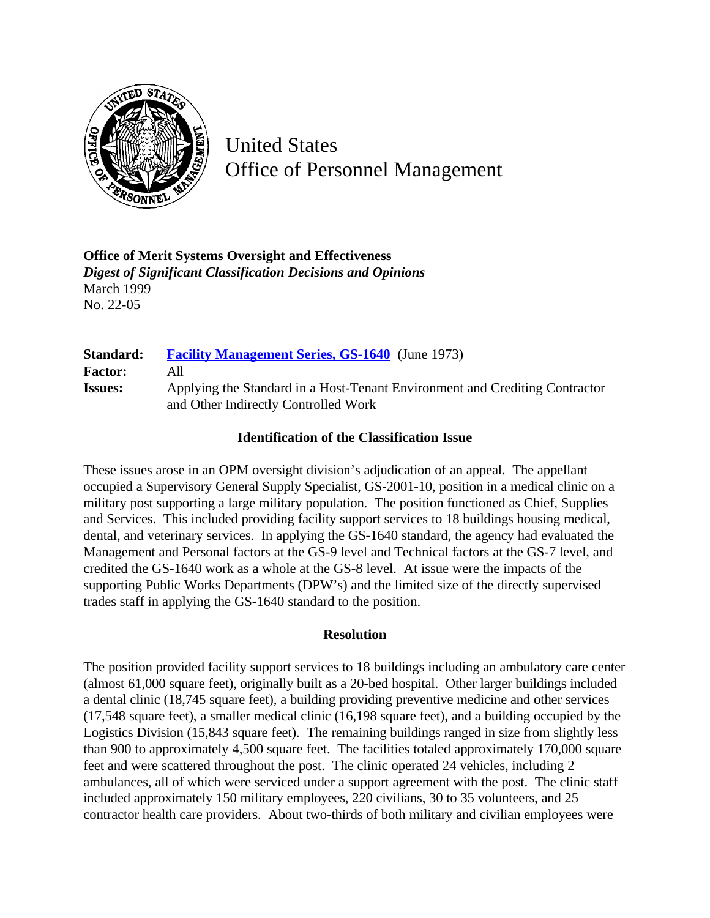United States
Office of Personnel Management

**Office of Merit Systems Oversight and Effectiveness**
***Digest of Significant Classification Decisions and Opinions***
March 1999
No. 22-05

| | |
|---|---|
| **Standard:** | **Facility Management Series, GS-1640** (June 1973) |
| **Factor:** | All |
| **Issues:** | Applying the Standard in a Host-Tenant Environment and Crediting Contractor and Other Indirectly Controlled Work |

### Identification of the Classification Issue

These issues arose in an OPM oversight division's adjudication of an appeal. The appellant occupied a Supervisory General Supply Specialist, GS-2001-10, position in a medical clinic on a military post supporting a large military population. The position functioned as Chief, Supplies and Services. This included providing facility support services to 18 buildings housing medical, dental, and veterinary services. In applying the GS-1640 standard, the agency had evaluated the Management and Personal factors at the GS-9 level and Technical factors at the GS-7 level, and credited the GS-1640 work as a whole at the GS-8 level. At issue were the impacts of the supporting Public Works Departments (DPW's) and the limited size of the directly supervised trades staff in applying the GS-1640 standard to the position.

### Resolution

The position provided facility support services to 18 buildings including an ambulatory care center (almost 61,000 square feet), originally built as a 20-bed hospital. Other larger buildings included a dental clinic (18,745 square feet), a building providing preventive medicine and other services (17,548 square feet), a smaller medical clinic (16,198 square feet), and a building occupied by the Logistics Division (15,843 square feet). The remaining buildings ranged in size from slightly less than 900 to approximately 4,500 square feet. The facilities totaled approximately 170,000 square feet and were scattered throughout the post. The clinic operated 24 vehicles, including 2 ambulances, all of which were serviced under a support agreement with the post. The clinic staff included approximately 150 military employees, 220 civilians, 30 to 35 volunteers, and 25 contractor health care providers. About two-thirds of both military and civilian employees were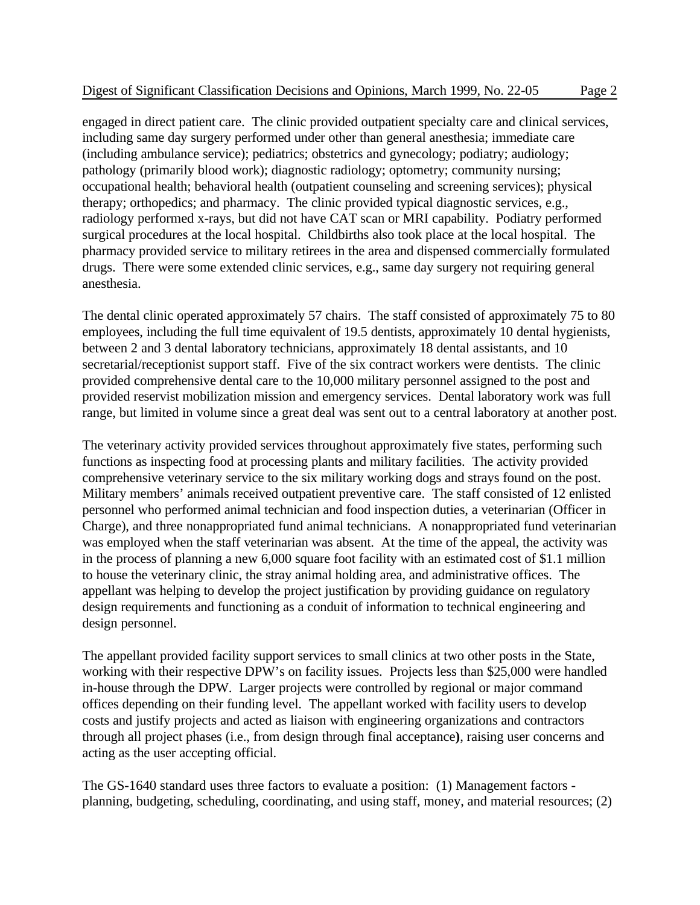engaged in direct patient care. The clinic provided outpatient specialty care and clinical services, including same day surgery performed under other than general anesthesia; immediate care (including ambulance service); pediatrics; obstetrics and gynecology; podiatry; audiology; pathology (primarily blood work); diagnostic radiology; optometry; community nursing; occupational health; behavioral health (outpatient counseling and screening services); physical therapy; orthopedics; and pharmacy. The clinic provided typical diagnostic services, e.g., radiology performed x-rays, but did not have CAT scan or MRI capability. Podiatry performed surgical procedures at the local hospital. Childbirths also took place at the local hospital. The pharmacy provided service to military retirees in the area and dispensed commercially formulated drugs. There were some extended clinic services, e.g., same day surgery not requiring general anesthesia.

The dental clinic operated approximately 57 chairs. The staff consisted of approximately 75 to 80 employees, including the full time equivalent of 19.5 dentists, approximately 10 dental hygienists, between 2 and 3 dental laboratory technicians, approximately 18 dental assistants, and 10 secretarial/receptionist support staff. Five of the six contract workers were dentists. The clinic provided comprehensive dental care to the 10,000 military personnel assigned to the post and provided reservist mobilization mission and emergency services. Dental laboratory work was full range, but limited in volume since a great deal was sent out to a central laboratory at another post.

The veterinary activity provided services throughout approximately five states, performing such functions as inspecting food at processing plants and military facilities. The activity provided comprehensive veterinary service to the six military working dogs and strays found on the post. Military members' animals received outpatient preventive care. The staff consisted of 12 enlisted personnel who performed animal technician and food inspection duties, a veterinarian (Officer in Charge), and three nonappropriated fund animal technicians. A nonappropriated fund veterinarian was employed when the staff veterinarian was absent. At the time of the appeal, the activity was in the process of planning a new 6,000 square foot facility with an estimated cost of $1.1 million to house the veterinary clinic, the stray animal holding area, and administrative offices. The appellant was helping to develop the project justification by providing guidance on regulatory design requirements and functioning as a conduit of information to technical engineering and design personnel.

The appellant provided facility support services to small clinics at two other posts in the State, working with their respective DPW's on facility issues. Projects less than $25,000 were handled in-house through the DPW. Larger projects were controlled by regional or major command offices depending on their funding level. The appellant worked with facility users to develop costs and justify projects and acted as liaison with engineering organizations and contractors through all project phases (i.e., from design through final acceptance), raising user concerns and acting as the user accepting official.

The GS-1640 standard uses three factors to evaluate a position: (1) Management factors - planning, budgeting, scheduling, coordinating, and using staff, money, and material resources; (2)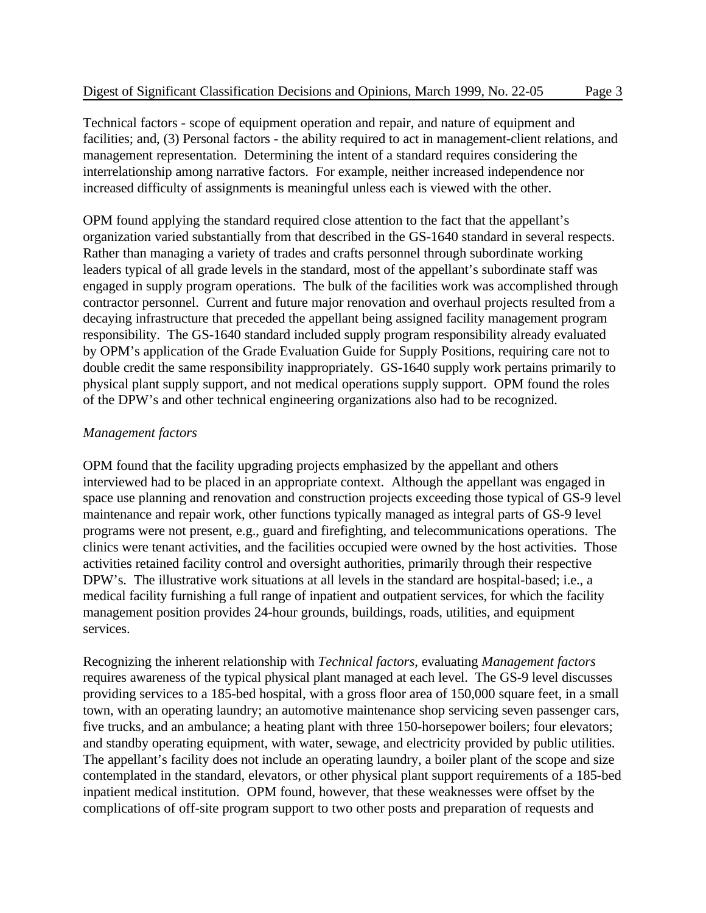Technical factors - scope of equipment operation and repair, and nature of equipment and facilities; and, (3) Personal factors - the ability required to act in management-client relations, and management representation. Determining the intent of a standard requires considering the interrelationship among narrative factors. For example, neither increased independence nor increased difficulty of assignments is meaningful unless each is viewed with the other.

OPM found applying the standard required close attention to the fact that the appellant's organization varied substantially from that described in the GS-1640 standard in several respects. Rather than managing a variety of trades and crafts personnel through subordinate working leaders typical of all grade levels in the standard, most of the appellant's subordinate staff was engaged in supply program operations. The bulk of the facilities work was accomplished through contractor personnel. Current and future major renovation and overhaul projects resulted from a decaying infrastructure that preceded the appellant being assigned facility management program responsibility. The GS-1640 standard included supply program responsibility already evaluated by OPM's application of the Grade Evaluation Guide for Supply Positions, requiring care not to double credit the same responsibility inappropriately. GS-1640 supply work pertains primarily to physical plant supply support, and not medical operations supply support. OPM found the roles of the DPW's and other technical engineering organizations also had to be recognized.

*Management factors*

OPM found that the facility upgrading projects emphasized by the appellant and others interviewed had to be placed in an appropriate context. Although the appellant was engaged in space use planning and renovation and construction projects exceeding those typical of GS-9 level maintenance and repair work, other functions typically managed as integral parts of GS-9 level programs were not present, e.g., guard and firefighting, and telecommunications operations. The clinics were tenant activities, and the facilities occupied were owned by the host activities. Those activities retained facility control and oversight authorities, primarily through their respective DPW's. The illustrative work situations at all levels in the standard are hospital-based; i.e., a medical facility furnishing a full range of inpatient and outpatient services, for which the facility management position provides 24-hour grounds, buildings, roads, utilities, and equipment services.

Recognizing the inherent relationship with *Technical factors*, evaluating *Management factors* requires awareness of the typical physical plant managed at each level. The GS-9 level discusses providing services to a 185-bed hospital, with a gross floor area of 150,000 square feet, in a small town, with an operating laundry; an automotive maintenance shop servicing seven passenger cars, five trucks, and an ambulance; a heating plant with three 150-horsepower boilers; four elevators; and standby operating equipment, with water, sewage, and electricity provided by public utilities. The appellant's facility does not include an operating laundry, a boiler plant of the scope and size contemplated in the standard, elevators, or other physical plant support requirements of a 185-bed inpatient medical institution. OPM found, however, that these weaknesses were offset by the complications of off-site program support to two other posts and preparation of requests and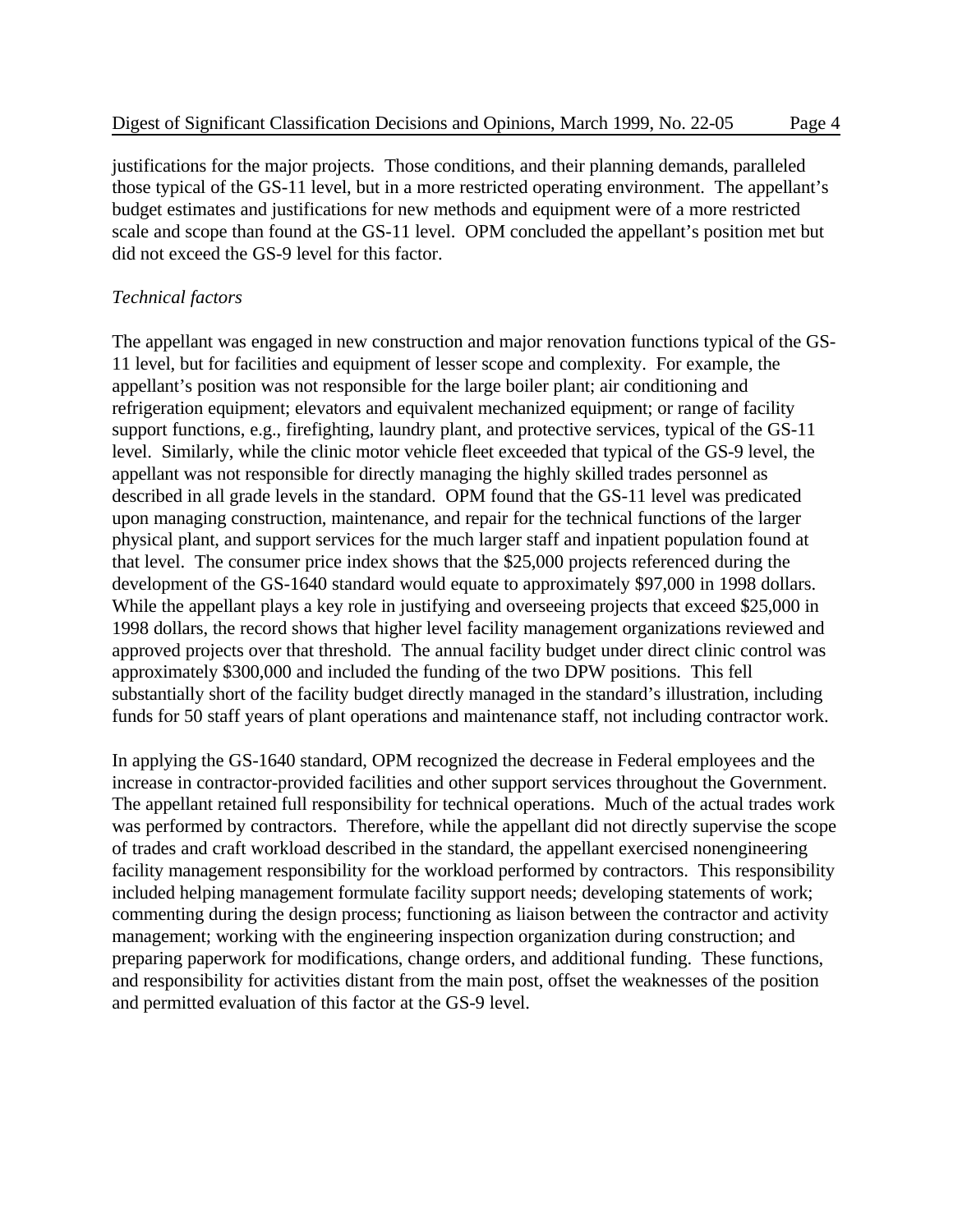justifications for the major projects. Those conditions, and their planning demands, paralleled those typical of the GS-11 level, but in a more restricted operating environment. The appellant's budget estimates and justifications for new methods and equipment were of a more restricted scale and scope than found at the GS-11 level. OPM concluded the appellant's position met but did not exceed the GS-9 level for this factor.

*Technical factors*

The appellant was engaged in new construction and major renovation functions typical of the GS-11 level, but for facilities and equipment of lesser scope and complexity. For example, the appellant's position was not responsible for the large boiler plant; air conditioning and refrigeration equipment; elevators and equivalent mechanized equipment; or range of facility support functions, e.g., firefighting, laundry plant, and protective services, typical of the GS-11 level. Similarly, while the clinic motor vehicle fleet exceeded that typical of the GS-9 level, the appellant was not responsible for directly managing the highly skilled trades personnel as described in all grade levels in the standard. OPM found that the GS-11 level was predicated upon managing construction, maintenance, and repair for the technical functions of the larger physical plant, and support services for the much larger staff and inpatient population found at that level. The consumer price index shows that the $25,000 projects referenced during the development of the GS-1640 standard would equate to approximately $97,000 in 1998 dollars. While the appellant plays a key role in justifying and overseeing projects that exceed $25,000 in 1998 dollars, the record shows that higher level facility management organizations reviewed and approved projects over that threshold. The annual facility budget under direct clinic control was approximately $300,000 and included the funding of the two DPW positions. This fell substantially short of the facility budget directly managed in the standard's illustration, including funds for 50 staff years of plant operations and maintenance staff, not including contractor work.

In applying the GS-1640 standard, OPM recognized the decrease in Federal employees and the increase in contractor-provided facilities and other support services throughout the Government. The appellant retained full responsibility for technical operations. Much of the actual trades work was performed by contractors. Therefore, while the appellant did not directly supervise the scope of trades and craft workload described in the standard, the appellant exercised nonengineering facility management responsibility for the workload performed by contractors. This responsibility included helping management formulate facility support needs; developing statements of work; commenting during the design process; functioning as liaison between the contractor and activity management; working with the engineering inspection organization during construction; and preparing paperwork for modifications, change orders, and additional funding. These functions, and responsibility for activities distant from the main post, offset the weaknesses of the position and permitted evaluation of this factor at the GS-9 level.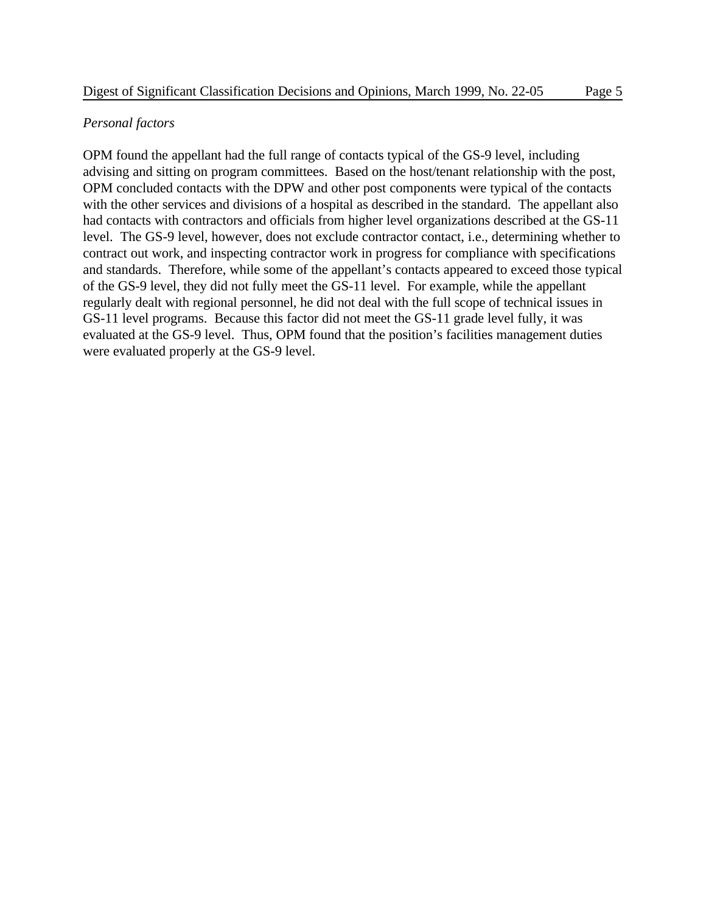*Personal factors*

OPM found the appellant had the full range of contacts typical of the GS-9 level, including advising and sitting on program committees. Based on the host/tenant relationship with the post, OPM concluded contacts with the DPW and other post components were typical of the contacts with the other services and divisions of a hospital as described in the standard. The appellant also had contacts with contractors and officials from higher level organizations described at the GS-11 level. The GS-9 level, however, does not exclude contractor contact, i.e., determining whether to contract out work, and inspecting contractor work in progress for compliance with specifications and standards. Therefore, while some of the appellant's contacts appeared to exceed those typical of the GS-9 level, they did not fully meet the GS-11 level. For example, while the appellant regularly dealt with regional personnel, he did not deal with the full scope of technical issues in GS-11 level programs. Because this factor did not meet the GS-11 grade level fully, it was evaluated at the GS-9 level. Thus, OPM found that the position's facilities management duties were evaluated properly at the GS-9 level.